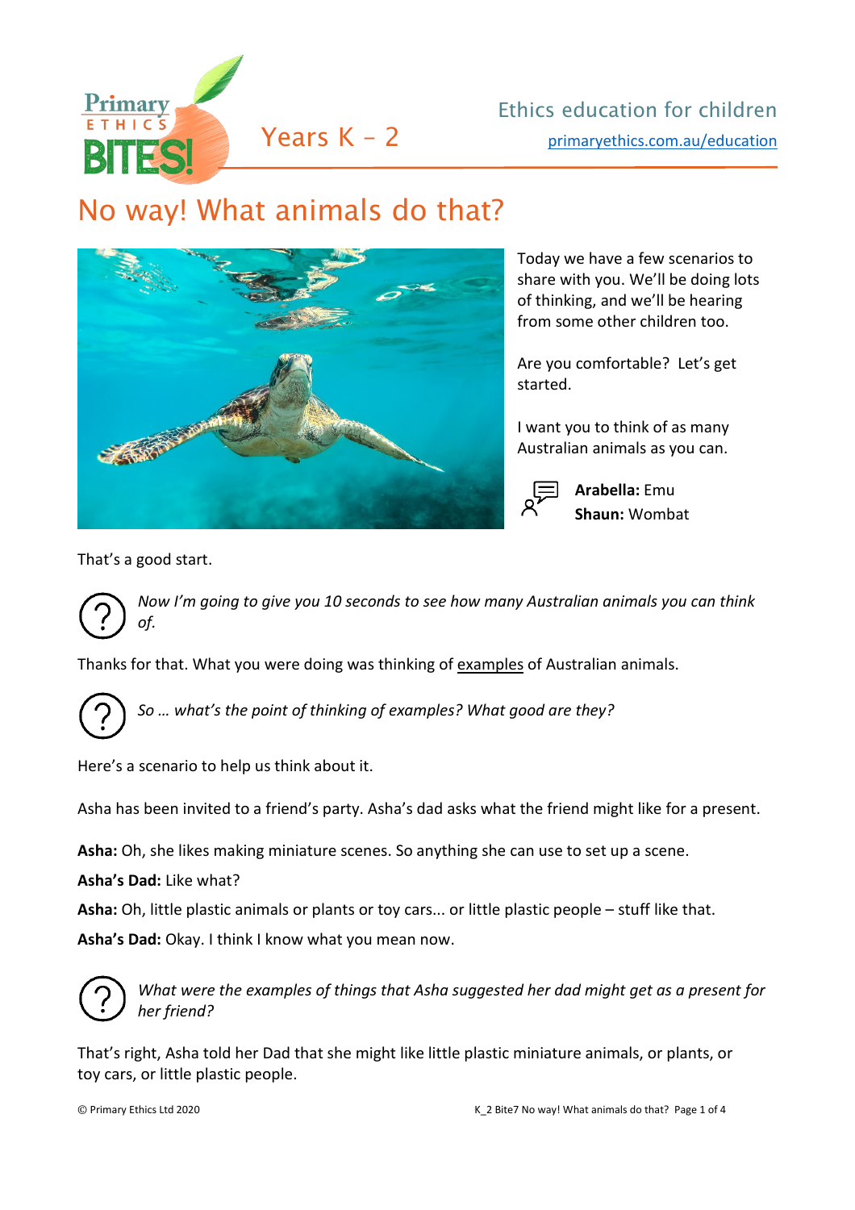Years K – 2

Ethics education for children

primaryethics.com.au/education

# No way! What animals do that?

Today we have a few scenarios to share with you. We'll be doing lots of thinking, and we'll be hearing from some other children too.

Are you comfortable? Let's get started.

I want you to think of as many Australian animals as you can.

**Arabella:** Emu
**Shaun:** Wombat

That's a good start.

*Now I'm going to give you 10 seconds to see how many Australian animals you can think of.*

Thanks for that. What you were doing was thinking of examples of Australian animals.

*So … what's the point of thinking of examples? What good are they?*

Here's a scenario to help us think about it.

Asha has been invited to a friend's party. Asha's dad asks what the friend might like for a present.

**Asha:** Oh, she likes making miniature scenes. So anything she can use to set up a scene.

**Asha's Dad:** Like what?

**Asha:** Oh, little plastic animals or plants or toy cars... or little plastic people – stuff like that.

**Asha's Dad:** Okay. I think I know what you mean now.

*What were the examples of things that Asha suggested her dad might get as a present for her friend?*

That's right, Asha told her Dad that she might like little plastic miniature animals, or plants, or toy cars, or little plastic people.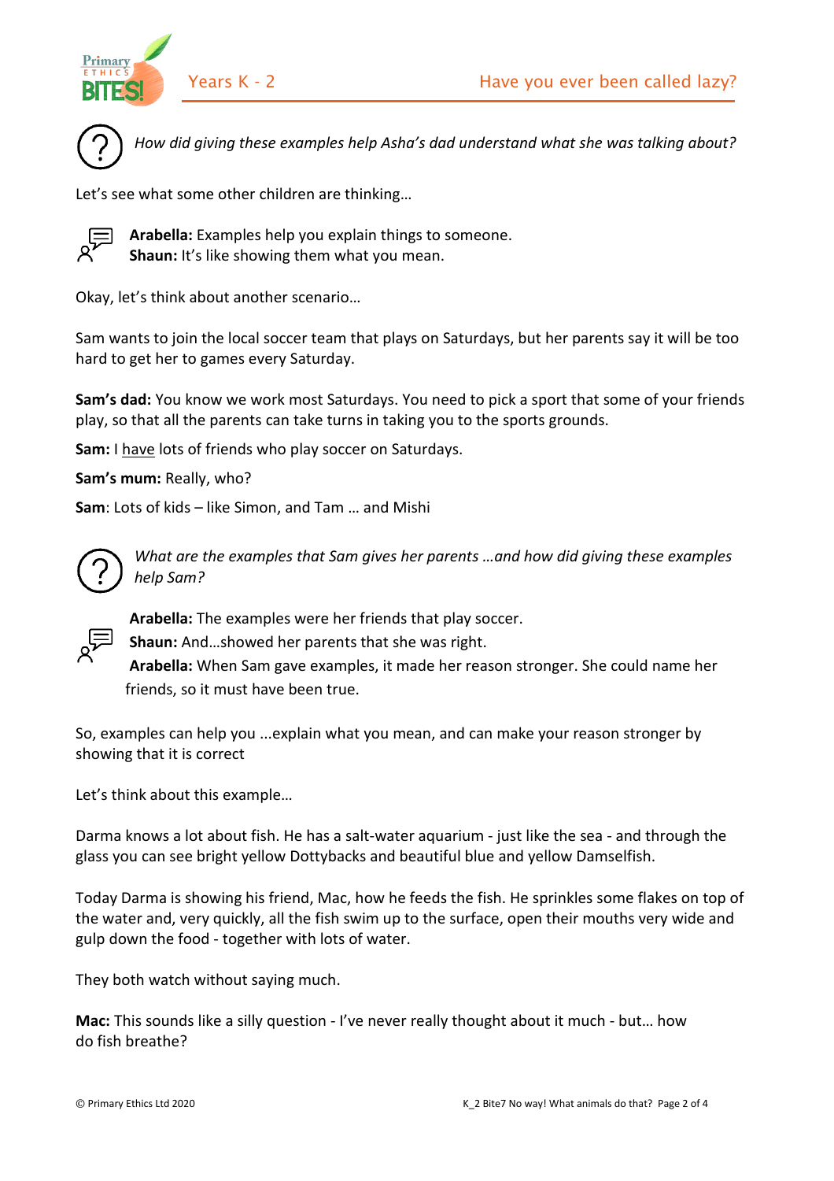*How did giving these examples help Asha's dad understand what she was talking about?*

Let's see what some other children are thinking…

**Arabella:** Examples help you explain things to someone.
**Shaun:** It's like showing them what you mean.

Okay, let's think about another scenario…

Sam wants to join the local soccer team that plays on Saturdays, but her parents say it will be too hard to get her to games every Saturday.

**Sam's dad:** You know we work most Saturdays. You need to pick a sport that some of your friends play, so that all the parents can take turns in taking you to the sports grounds.

**Sam:** I <u>have</u> lots of friends who play soccer on Saturdays.

**Sam's mum:** Really, who?

**Sam**: Lots of kids – like Simon, and Tam … and Mishi

*What are the examples that Sam gives her parents …and how did giving these examples help Sam?*

**Arabella:** The examples were her friends that play soccer.
**Shaun:** And…showed her parents that she was right.
**Arabella:** When Sam gave examples, it made her reason stronger. She could name her friends, so it must have been true.

So, examples can help you ...explain what you mean, and can make your reason stronger by showing that it is correct

Let's think about this example…

Darma knows a lot about fish. He has a salt-water aquarium - just like the sea - and through the glass you can see bright yellow Dottybacks and beautiful blue and yellow Damselfish.

Today Darma is showing his friend, Mac, how he feeds the fish. He sprinkles some flakes on top of the water and, very quickly, all the fish swim up to the surface, open their mouths very wide and gulp down the food - together with lots of water.

They both watch without saying much.

**Mac:** This sounds like a silly question - I've never really thought about it much - but… how do fish breathe?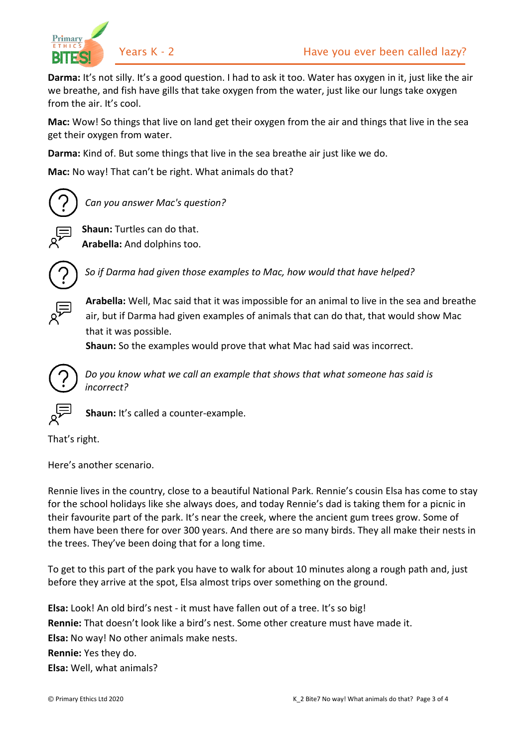**Darma:** It's not silly. It's a good question. I had to ask it too. Water has oxygen in it, just like the air we breathe, and fish have gills that take oxygen from the water, just like our lungs take oxygen from the air. It's cool.

**Mac:** Wow! So things that live on land get their oxygen from the air and things that live in the sea get their oxygen from water.

**Darma:** Kind of. But some things that live in the sea breathe air just like we do.

**Mac:** No way! That can't be right. What animals do that?

*Can you answer Mac's question?*

**Shaun:** Turtles can do that.
**Arabella:** And dolphins too.

*So if Darma had given those examples to Mac, how would that have helped?*

**Arabella:** Well, Mac said that it was impossible for an animal to live in the sea and breathe air, but if Darma had given examples of animals that can do that, that would show Mac that it was possible.
**Shaun:** So the examples would prove that what Mac had said was incorrect.

*Do you know what we call an example that shows that what someone has said is incorrect?*

**Shaun:** It's called a counter-example.

That's right.

Here's another scenario.

Rennie lives in the country, close to a beautiful National Park. Rennie's cousin Elsa has come to stay for the school holidays like she always does, and today Rennie's dad is taking them for a picnic in their favourite part of the park. It's near the creek, where the ancient gum trees grow. Some of them have been there for over 300 years. And there are so many birds. They all make their nests in the trees. They've been doing that for a long time.

To get to this part of the park you have to walk for about 10 minutes along a rough path and, just before they arrive at the spot, Elsa almost trips over something on the ground.

**Elsa:** Look! An old bird's nest - it must have fallen out of a tree. It's so big!
**Rennie:** That doesn't look like a bird's nest. Some other creature must have made it.
**Elsa:** No way! No other animals make nests.
**Rennie:** Yes they do.
**Elsa:** Well, what animals?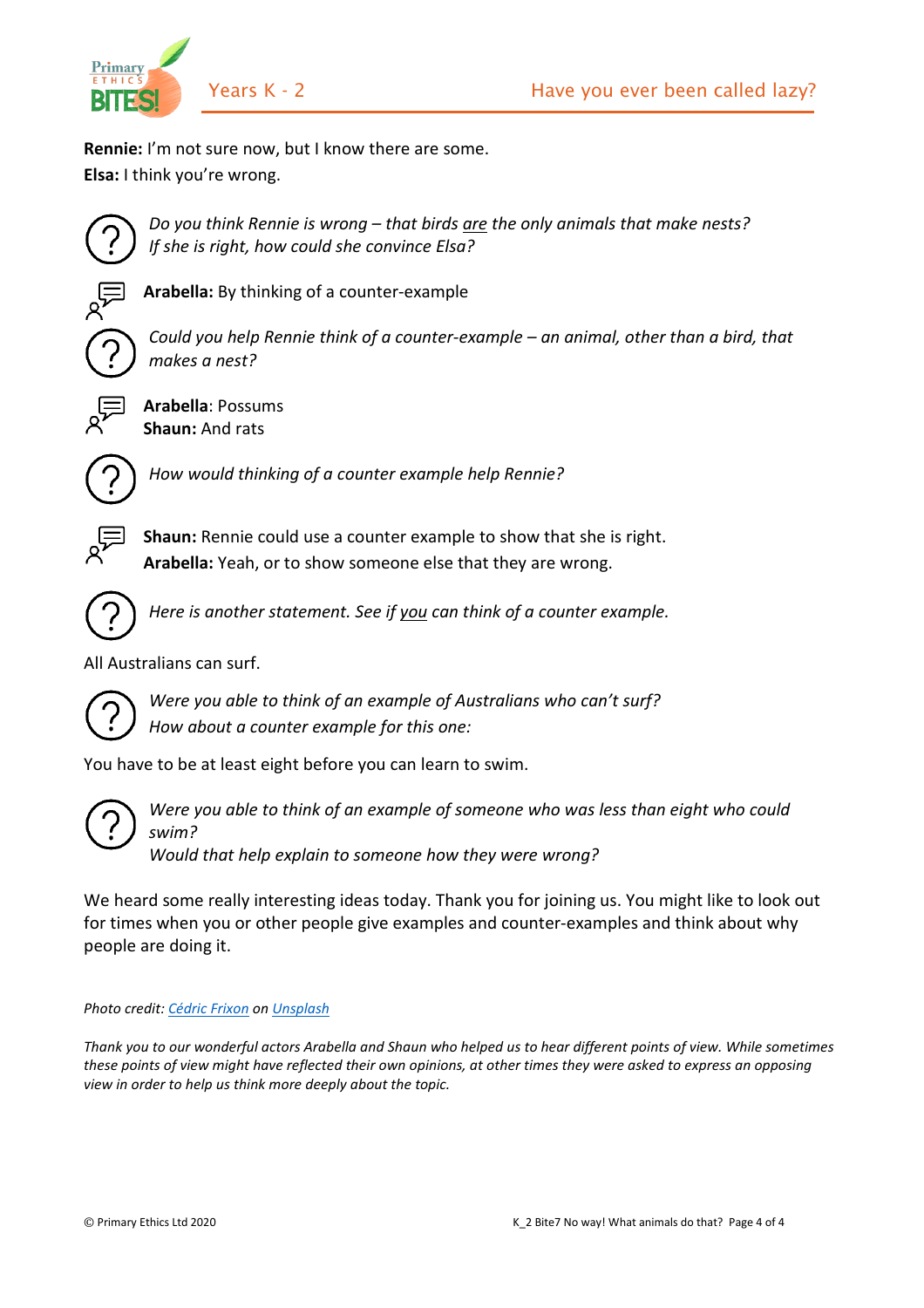**Rennie:** I'm not sure now, but I know there are some.
**Elsa:** I think you're wrong.

*Do you think Rennie is wrong – that birds are the only animals that make nests? If she is right, how could she convince Elsa?*

**Arabella:** By thinking of a counter-example

*Could you help Rennie think of a counter-example – an animal, other than a bird, that makes a nest?*

**Arabella**: Possums
**Shaun:** And rats

*How would thinking of a counter example help Rennie?*

**Shaun:** Rennie could use a counter example to show that she is right.
**Arabella:** Yeah, or to show someone else that they are wrong.

*Here is another statement. See if you can think of a counter example.*

All Australians can surf.

*Were you able to think of an example of Australians who can't surf?*
*How about a counter example for this one:*

You have to be at least eight before you can learn to swim.

*Were you able to think of an example of someone who was less than eight who could swim?*
*Would that help explain to someone how they were wrong?*

We heard some really interesting ideas today. Thank you for joining us. You might like to look out for times when you or other people give examples and counter-examples and think about why people are doing it.

*Photo credit: Cédric Frixon on Unsplash*

*Thank you to our wonderful actors Arabella and Shaun who helped us to hear different points of view. While sometimes these points of view might have reflected their own opinions, at other times they were asked to express an opposing view in order to help us think more deeply about the topic.*